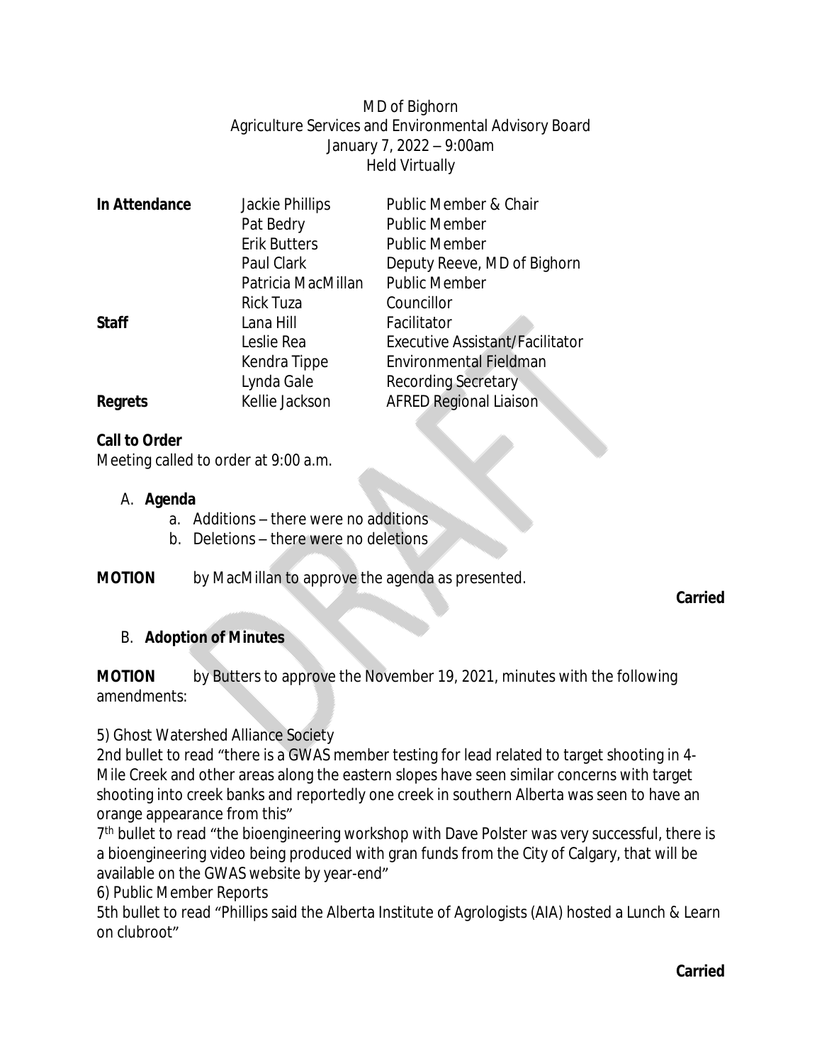MD of Bighorn
Agriculture Services and Environmental Advisory Board
January 7, 2022 – 9:00am
Held Virtually

| **In Attendance** | Jackie Phillips | Public Member & Chair |
| --- | --- | --- |
| | Pat Bedry | Public Member |
| | Erik Butters | Public Member |
| | Paul Clark | Deputy Reeve, MD of Bighorn |
| | Patricia MacMillan | Public Member |
| | Rick Tuza | Councillor |
| **Staff** | Lana Hill | Facilitator |
| | Leslie Rea | Executive Assistant/Facilitator |
| | Kendra Tippe | Environmental Fieldman |
| | Lynda Gale | Recording Secretary |
| **Regrets** | Kellie Jackson | AFRED Regional Liaison |

**Call to Order**
Meeting called to order at 9:00 a.m.

A. **Agenda**
   a. Additions – there were no additions
   b. Deletions – there were no deletions

**MOTION** by MacMillan to approve the agenda as presented.

**Carried**

B. **Adoption of Minutes**

**MOTION** by Butters to approve the November 19, 2021, minutes with the following amendments:

5) Ghost Watershed Alliance Society
2nd bullet to read "there is a GWAS member testing for lead related to target shooting in 4-Mile Creek and other areas along the eastern slopes have seen similar concerns with target shooting into creek banks and reportedly one creek in southern Alberta was seen to have an orange appearance from this"
7th bullet to read "the bioengineering workshop with Dave Polster was very successful, there is a bioengineering video being produced with gran funds from the City of Calgary, that will be available on the GWAS website by year-end"
6) Public Member Reports
5th bullet to read "Phillips said the Alberta Institute of Agrologists (AIA) hosted a Lunch & Learn on clubroot"

**Carried**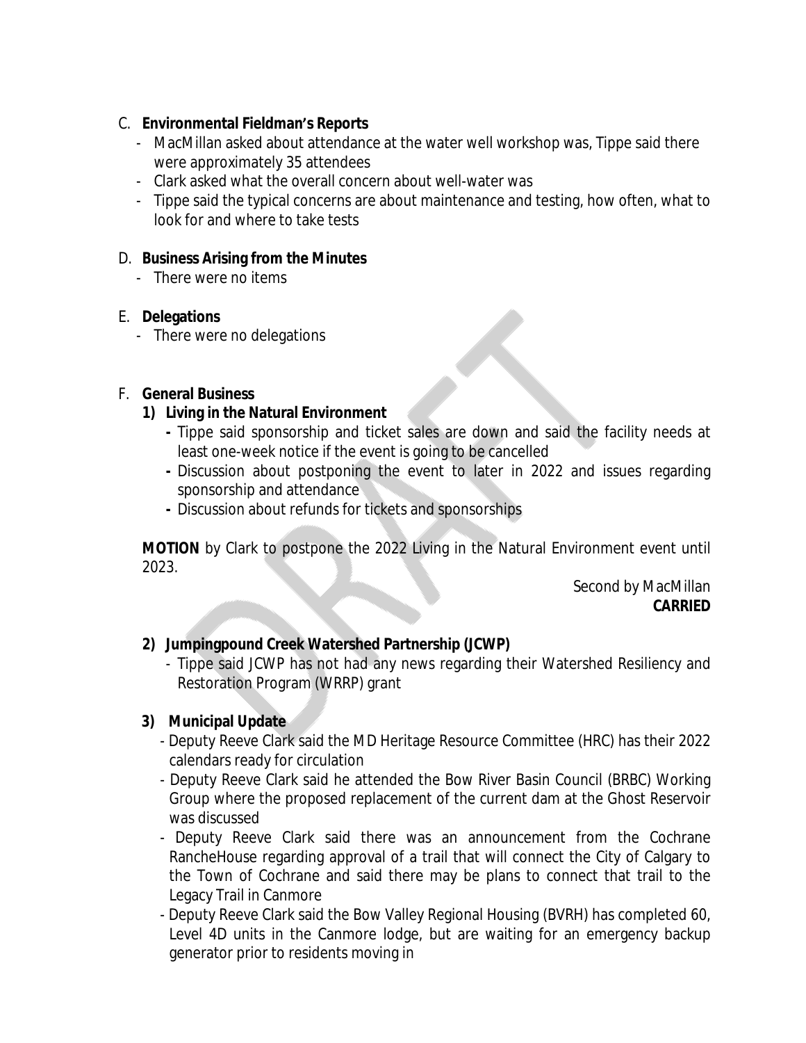C. **Environmental Fieldman's Reports**
  - MacMillan asked about attendance at the water well workshop was, Tippe said there were approximately 35 attendees
  - Clark asked what the overall concern about well-water was
  - Tippe said the typical concerns are about maintenance and testing, how often, what to look for and where to take tests

D. **Business Arising from the Minutes**
  - There were no items

E. **Delegations**
  - There were no delegations

F. **General Business**

  **1) Living in the Natural Environment**
  - Tippe said sponsorship and ticket sales are down and said the facility needs at least one-week notice if the event is going to be cancelled
  - Discussion about postponing the event to later in 2022 and issues regarding sponsorship and attendance
  - Discussion about refunds for tickets and sponsorships

**MOTION** by Clark to postpone the 2022 Living in the Natural Environment event until 2023.

Second by MacMillan
**CARRIED**

  **2) Jumpingpound Creek Watershed Partnership (JCWP)**
  - Tippe said JCWP has not had any news regarding their Watershed Resiliency and Restoration Program (WRRP) grant

  **3) Municipal Update**
  - Deputy Reeve Clark said the MD Heritage Resource Committee (HRC) has their 2022 calendars ready for circulation
  - Deputy Reeve Clark said he attended the Bow River Basin Council (BRBC) Working Group where the proposed replacement of the current dam at the Ghost Reservoir was discussed
  - Deputy Reeve Clark said there was an announcement from the Cochrane RancheHouse regarding approval of a trail that will connect the City of Calgary to the Town of Cochrane and said there may be plans to connect that trail to the Legacy Trail in Canmore
  - Deputy Reeve Clark said the Bow Valley Regional Housing (BVRH) has completed 60, Level 4D units in the Canmore lodge, but are waiting for an emergency backup generator prior to residents moving in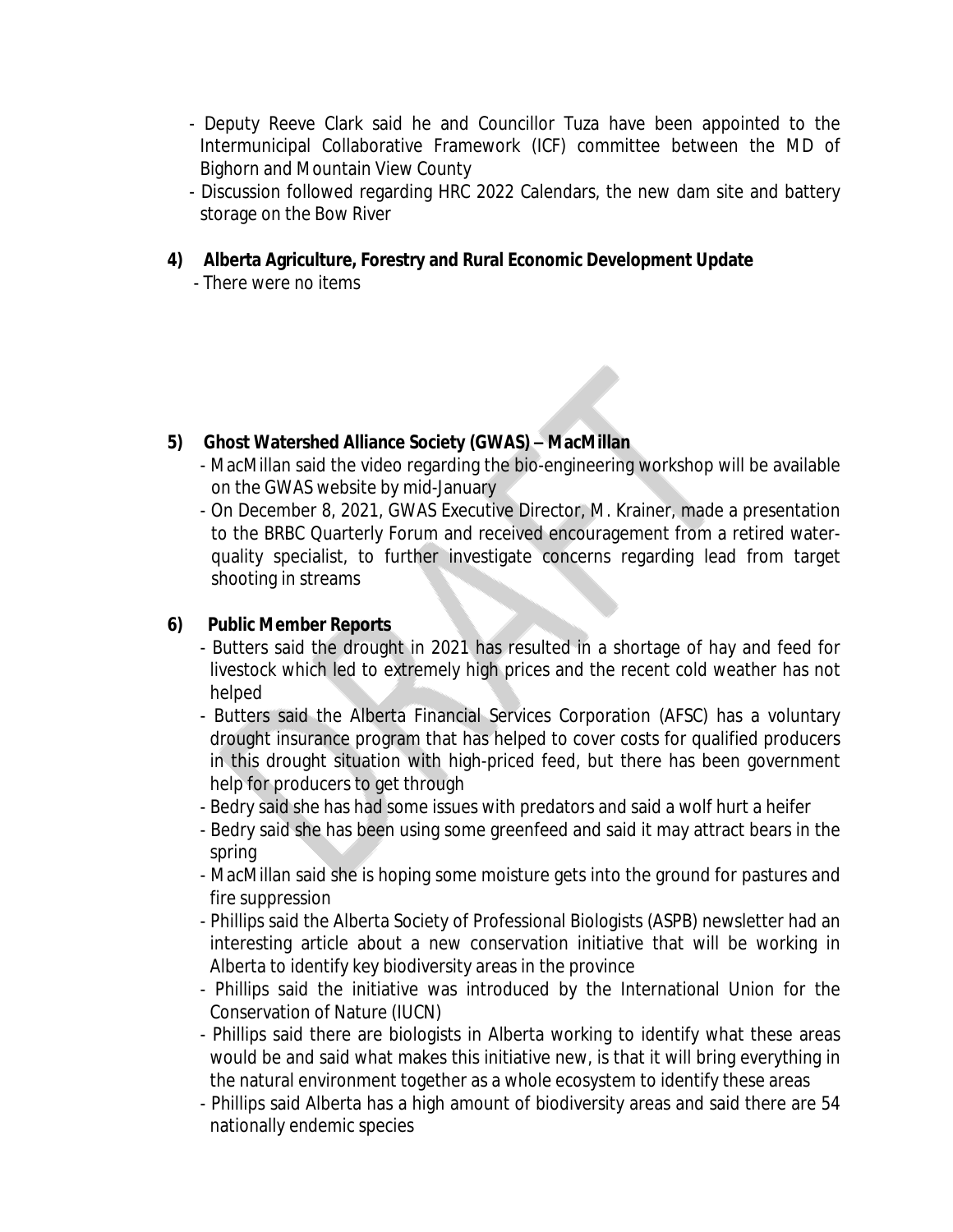- Deputy Reeve Clark said he and Councillor Tuza have been appointed to the Intermunicipal Collaborative Framework (ICF) committee between the MD of Bighorn and Mountain View County
- Discussion followed regarding HRC 2022 Calendars, the new dam site and battery storage on the Bow River

**4) Alberta Agriculture, Forestry and Rural Economic Development Update**

- There were no items

**5) Ghost Watershed Alliance Society (GWAS) – MacMillan**

- MacMillan said the video regarding the bio-engineering workshop will be available on the GWAS website by mid-January
- On December 8, 2021, GWAS Executive Director, M. Krainer, made a presentation to the BRBC Quarterly Forum and received encouragement from a retired water-quality specialist, to further investigate concerns regarding lead from target shooting in streams

**6) Public Member Reports**

- Butters said the drought in 2021 has resulted in a shortage of hay and feed for livestock which led to extremely high prices and the recent cold weather has not helped
- Butters said the Alberta Financial Services Corporation (AFSC) has a voluntary drought insurance program that has helped to cover costs for qualified producers in this drought situation with high-priced feed, but there has been government help for producers to get through
- Bedry said she has had some issues with predators and said a wolf hurt a heifer
- Bedry said she has been using some greenfeed and said it may attract bears in the spring
- MacMillan said she is hoping some moisture gets into the ground for pastures and fire suppression
- Phillips said the Alberta Society of Professional Biologists (ASPB) newsletter had an interesting article about a new conservation initiative that will be working in Alberta to identify key biodiversity areas in the province
- Phillips said the initiative was introduced by the International Union for the Conservation of Nature (IUCN)
- Phillips said there are biologists in Alberta working to identify what these areas would be and said what makes this initiative new, is that it will bring everything in the natural environment together as a whole ecosystem to identify these areas
- Phillips said Alberta has a high amount of biodiversity areas and said there are 54 nationally endemic species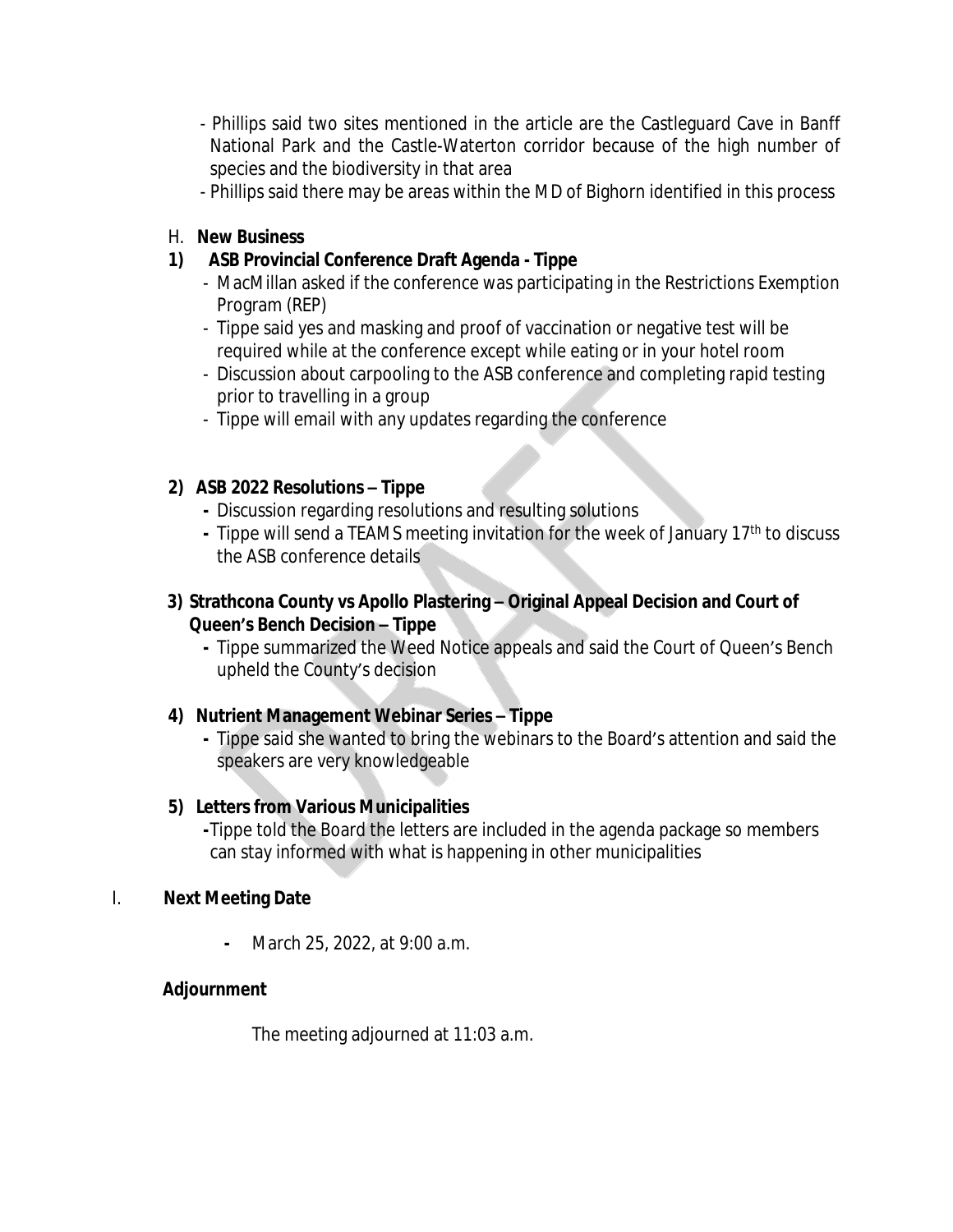- Phillips said two sites mentioned in the article are the Castleguard Cave in Banff National Park and the Castle-Waterton corridor because of the high number of species and the biodiversity in that area
- Phillips said there may be areas within the MD of Bighorn identified in this process

H. **New Business**

**1) ASB Provincial Conference Draft Agenda - Tippe**

- MacMillan asked if the conference was participating in the Restrictions Exemption Program (REP)
- Tippe said yes and masking and proof of vaccination or negative test will be required while at the conference except while eating or in your hotel room
- Discussion about carpooling to the ASB conference and completing rapid testing prior to travelling in a group
- Tippe will email with any updates regarding the conference

**2) ASB 2022 Resolutions – Tippe**

- Discussion regarding resolutions and resulting solutions
- Tippe will send a TEAMS meeting invitation for the week of January 17th to discuss the ASB conference details

**3) Strathcona County vs Apollo Plastering – Original Appeal Decision and Court of Queen's Bench Decision – Tippe**

- Tippe summarized the Weed Notice appeals and said the Court of Queen's Bench upheld the County's decision

**4) Nutrient Management Webinar Series – Tippe**

- Tippe said she wanted to bring the webinars to the Board's attention and said the speakers are very knowledgeable

**5) Letters from Various Municipalities**

- Tippe told the Board the letters are included in the agenda package so members can stay informed with what is happening in other municipalities

I. **Next Meeting Date**

- March 25, 2022, at 9:00 a.m.

**Adjournment**

The meeting adjourned at 11:03 a.m.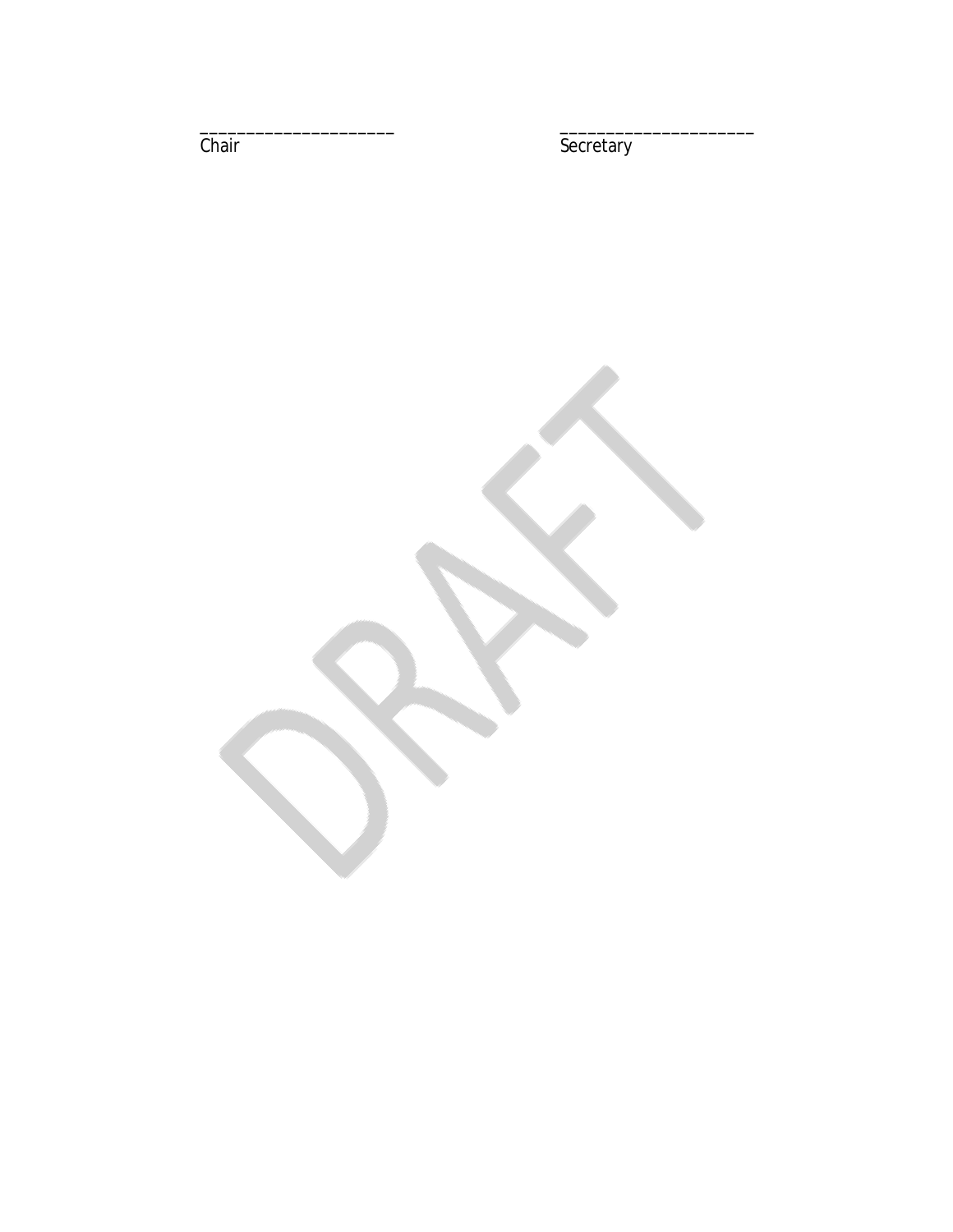______________________ ______________________

Chair Secretary

DRAFT